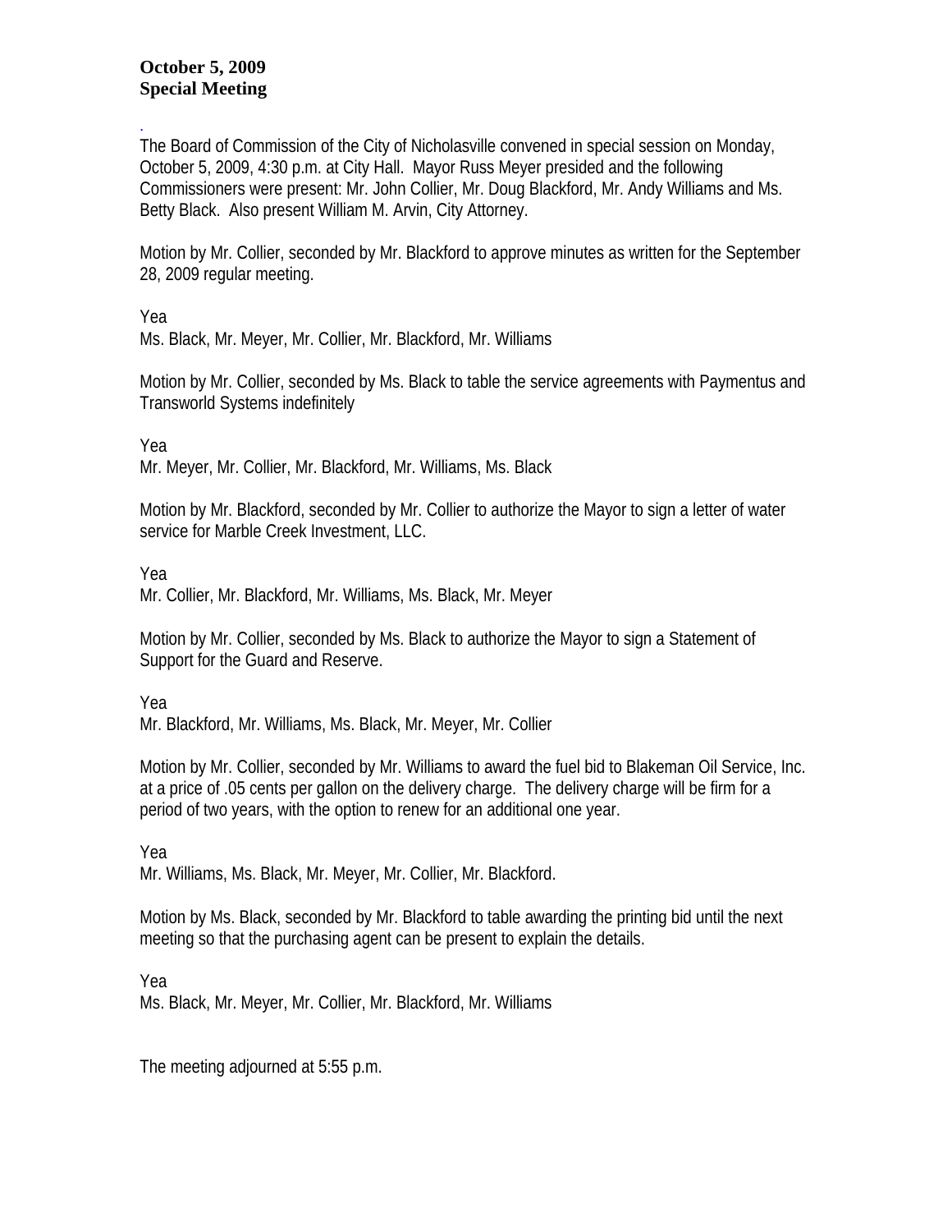**October 5, 2009**
**Special Meeting**

.
The Board of Commission of the City of Nicholasville convened in special session on Monday, October 5, 2009, 4:30 p.m. at City Hall. Mayor Russ Meyer presided and the following Commissioners were present: Mr. John Collier, Mr. Doug Blackford, Mr. Andy Williams and Ms. Betty Black. Also present William M. Arvin, City Attorney.

Motion by Mr. Collier, seconded by Mr. Blackford to approve minutes as written for the September 28, 2009 regular meeting.

Yea
Ms. Black, Mr. Meyer, Mr. Collier, Mr. Blackford, Mr. Williams

Motion by Mr. Collier, seconded by Ms. Black to table the service agreements with Paymentus and Transworld Systems indefinitely

Yea
Mr. Meyer, Mr. Collier, Mr. Blackford, Mr. Williams, Ms. Black

Motion by Mr. Blackford, seconded by Mr. Collier to authorize the Mayor to sign a letter of water service for Marble Creek Investment, LLC.

Yea
Mr. Collier, Mr. Blackford, Mr. Williams, Ms. Black, Mr. Meyer

Motion by Mr. Collier, seconded by Ms. Black to authorize the Mayor to sign a Statement of Support for the Guard and Reserve.

Yea
Mr. Blackford, Mr. Williams, Ms. Black, Mr. Meyer, Mr. Collier

Motion by Mr. Collier, seconded by Mr. Williams to award the fuel bid to Blakeman Oil Service, Inc. at a price of .05 cents per gallon on the delivery charge. The delivery charge will be firm for a period of two years, with the option to renew for an additional one year.

Yea
Mr. Williams, Ms. Black, Mr. Meyer, Mr. Collier, Mr. Blackford.

Motion by Ms. Black, seconded by Mr. Blackford to table awarding the printing bid until the next meeting so that the purchasing agent can be present to explain the details.

Yea
Ms. Black, Mr. Meyer, Mr. Collier, Mr. Blackford, Mr. Williams

The meeting adjourned at 5:55 p.m.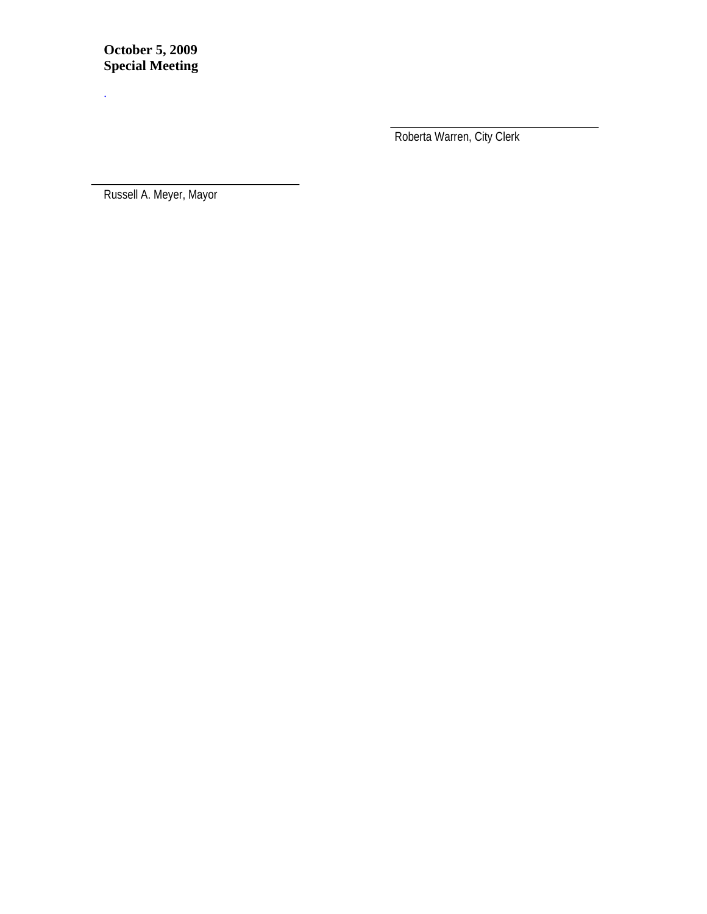**October 5, 2009**
**Special Meeting**

.

\_\_\_\_\_\_\_\_\_\_\_\_\_\_\_\_\_\_\_\_\_\_\_\_\_\_\_\_\_\_\_\_\_\_
Roberta Warren, City Clerk

\_\_\_\_\_\_\_\_\_\_\_\_\_\_\_\_\_\_\_\_\_\_\_\_\_\_\_\_\_\_\_\_\_\_
Russell A. Meyer, Mayor